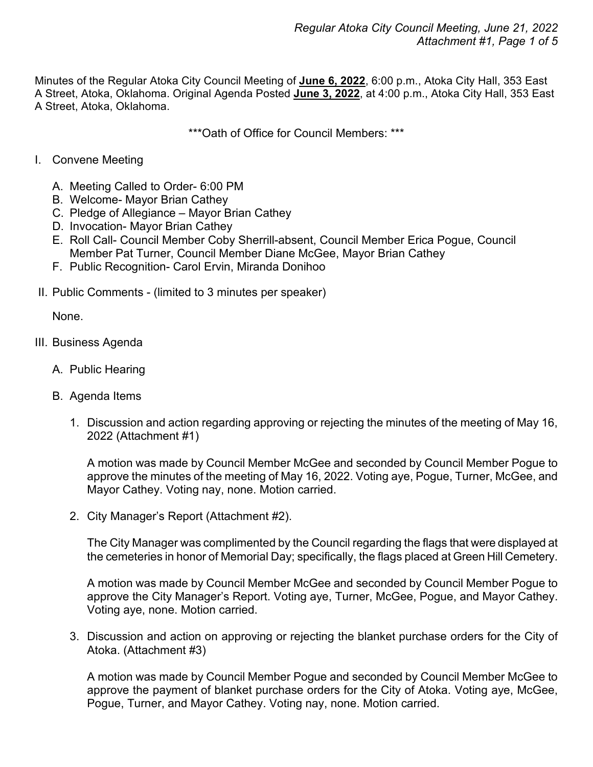Minutes of the Regular Atoka City Council Meeting of **June 6, 2022**, 6:00 p.m., Atoka City Hall, 353 East A Street, Atoka, Oklahoma. Original Agenda Posted **June 3, 2022**, at 4:00 p.m., Atoka City Hall, 353 East A Street, Atoka, Oklahoma.

***Oath of Office for Council Members: ***

I. Convene Meeting

   A. Meeting Called to Order- 6:00 PM
   B. Welcome- Mayor Brian Cathey
   C. Pledge of Allegiance – Mayor Brian Cathey
   D. Invocation- Mayor Brian Cathey
   E. Roll Call- Council Member Coby Sherrill-absent, Council Member Erica Pogue, Council Member Pat Turner, Council Member Diane McGee, Mayor Brian Cathey
   F. Public Recognition- Carol Ervin, Miranda Donihoo

II. Public Comments - (limited to 3 minutes per speaker)

   None.

III. Business Agenda

   A. Public Hearing

   B. Agenda Items

      1. Discussion and action regarding approving or rejecting the minutes of the meeting of May 16, 2022 (Attachment #1)

         A motion was made by Council Member McGee and seconded by Council Member Pogue to approve the minutes of the meeting of May 16, 2022. Voting aye, Pogue, Turner, McGee, and Mayor Cathey. Voting nay, none. Motion carried.

      2. City Manager's Report (Attachment #2).

         The City Manager was complimented by the Council regarding the flags that were displayed at the cemeteries in honor of Memorial Day; specifically, the flags placed at Green Hill Cemetery.

         A motion was made by Council Member McGee and seconded by Council Member Pogue to approve the City Manager's Report. Voting aye, Turner, McGee, Pogue, and Mayor Cathey. Voting aye, none. Motion carried.

      3. Discussion and action on approving or rejecting the blanket purchase orders for the City of Atoka. (Attachment #3)

         A motion was made by Council Member Pogue and seconded by Council Member McGee to approve the payment of blanket purchase orders for the City of Atoka. Voting aye, McGee, Pogue, Turner, and Mayor Cathey. Voting nay, none. Motion carried.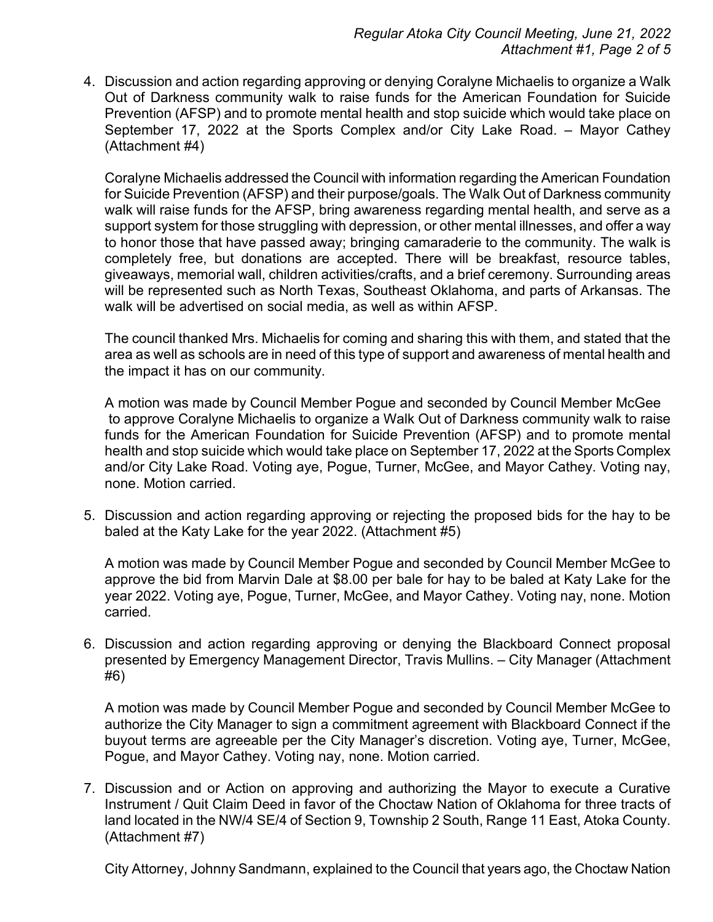4. Discussion and action regarding approving or denying Coralyne Michaelis to organize a Walk Out of Darkness community walk to raise funds for the American Foundation for Suicide Prevention (AFSP) and to promote mental health and stop suicide which would take place on September 17, 2022 at the Sports Complex and/or City Lake Road. – Mayor Cathey (Attachment #4)

   Coralyne Michaelis addressed the Council with information regarding the American Foundation for Suicide Prevention (AFSP) and their purpose/goals. The Walk Out of Darkness community walk will raise funds for the AFSP, bring awareness regarding mental health, and serve as a support system for those struggling with depression, or other mental illnesses, and offer a way to honor those that have passed away; bringing camaraderie to the community. The walk is completely free, but donations are accepted. There will be breakfast, resource tables, giveaways, memorial wall, children activities/crafts, and a brief ceremony. Surrounding areas will be represented such as North Texas, Southeast Oklahoma, and parts of Arkansas. The walk will be advertised on social media, as well as within AFSP.

   The council thanked Mrs. Michaelis for coming and sharing this with them, and stated that the area as well as schools are in need of this type of support and awareness of mental health and the impact it has on our community.

   A motion was made by Council Member Pogue and seconded by Council Member McGee to approve Coralyne Michaelis to organize a Walk Out of Darkness community walk to raise funds for the American Foundation for Suicide Prevention (AFSP) and to promote mental health and stop suicide which would take place on September 17, 2022 at the Sports Complex and/or City Lake Road. Voting aye, Pogue, Turner, McGee, and Mayor Cathey. Voting nay, none. Motion carried.

5. Discussion and action regarding approving or rejecting the proposed bids for the hay to be baled at the Katy Lake for the year 2022. (Attachment #5)

   A motion was made by Council Member Pogue and seconded by Council Member McGee to approve the bid from Marvin Dale at $8.00 per bale for hay to be baled at Katy Lake for the year 2022. Voting aye, Pogue, Turner, McGee, and Mayor Cathey. Voting nay, none. Motion carried.

6. Discussion and action regarding approving or denying the Blackboard Connect proposal presented by Emergency Management Director, Travis Mullins. – City Manager (Attachment #6)

   A motion was made by Council Member Pogue and seconded by Council Member McGee to authorize the City Manager to sign a commitment agreement with Blackboard Connect if the buyout terms are agreeable per the City Manager's discretion. Voting aye, Turner, McGee, Pogue, and Mayor Cathey. Voting nay, none. Motion carried.

7. Discussion and or Action on approving and authorizing the Mayor to execute a Curative Instrument / Quit Claim Deed in favor of the Choctaw Nation of Oklahoma for three tracts of land located in the NW/4 SE/4 of Section 9, Township 2 South, Range 11 East, Atoka County. (Attachment #7)

   City Attorney, Johnny Sandmann, explained to the Council that years ago, the Choctaw Nation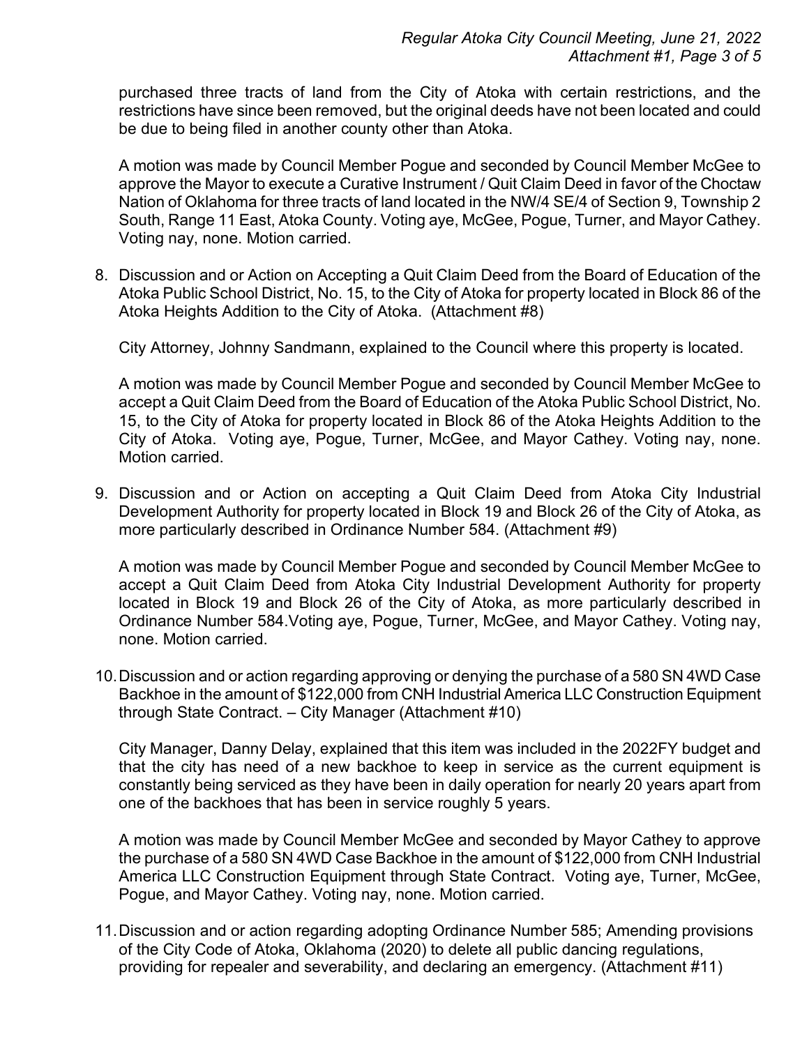purchased three tracts of land from the City of Atoka with certain restrictions, and the restrictions have since been removed, but the original deeds have not been located and could be due to being filed in another county other than Atoka.

A motion was made by Council Member Pogue and seconded by Council Member McGee to approve the Mayor to execute a Curative Instrument / Quit Claim Deed in favor of the Choctaw Nation of Oklahoma for three tracts of land located in the NW/4 SE/4 of Section 9, Township 2 South, Range 11 East, Atoka County. Voting aye, McGee, Pogue, Turner, and Mayor Cathey. Voting nay, none. Motion carried.

8. Discussion and or Action on Accepting a Quit Claim Deed from the Board of Education of the Atoka Public School District, No. 15, to the City of Atoka for property located in Block 86 of the Atoka Heights Addition to the City of Atoka. (Attachment #8)

   City Attorney, Johnny Sandmann, explained to the Council where this property is located.

   A motion was made by Council Member Pogue and seconded by Council Member McGee to accept a Quit Claim Deed from the Board of Education of the Atoka Public School District, No. 15, to the City of Atoka for property located in Block 86 of the Atoka Heights Addition to the City of Atoka. Voting aye, Pogue, Turner, McGee, and Mayor Cathey. Voting nay, none. Motion carried.

9. Discussion and or Action on accepting a Quit Claim Deed from Atoka City Industrial Development Authority for property located in Block 19 and Block 26 of the City of Atoka, as more particularly described in Ordinance Number 584. (Attachment #9)

   A motion was made by Council Member Pogue and seconded by Council Member McGee to accept a Quit Claim Deed from Atoka City Industrial Development Authority for property located in Block 19 and Block 26 of the City of Atoka, as more particularly described in Ordinance Number 584.Voting aye, Pogue, Turner, McGee, and Mayor Cathey. Voting nay, none. Motion carried.

10. Discussion and or action regarding approving or denying the purchase of a 580 SN 4WD Case Backhoe in the amount of $122,000 from CNH Industrial America LLC Construction Equipment through State Contract. – City Manager (Attachment #10)

    City Manager, Danny Delay, explained that this item was included in the 2022FY budget and that the city has need of a new backhoe to keep in service as the current equipment is constantly being serviced as they have been in daily operation for nearly 20 years apart from one of the backhoes that has been in service roughly 5 years.

    A motion was made by Council Member McGee and seconded by Mayor Cathey to approve the purchase of a 580 SN 4WD Case Backhoe in the amount of $122,000 from CNH Industrial America LLC Construction Equipment through State Contract. Voting aye, Turner, McGee, Pogue, and Mayor Cathey. Voting nay, none. Motion carried.

11. Discussion and or action regarding adopting Ordinance Number 585; Amending provisions of the City Code of Atoka, Oklahoma (2020) to delete all public dancing regulations, providing for repealer and severability, and declaring an emergency. (Attachment #11)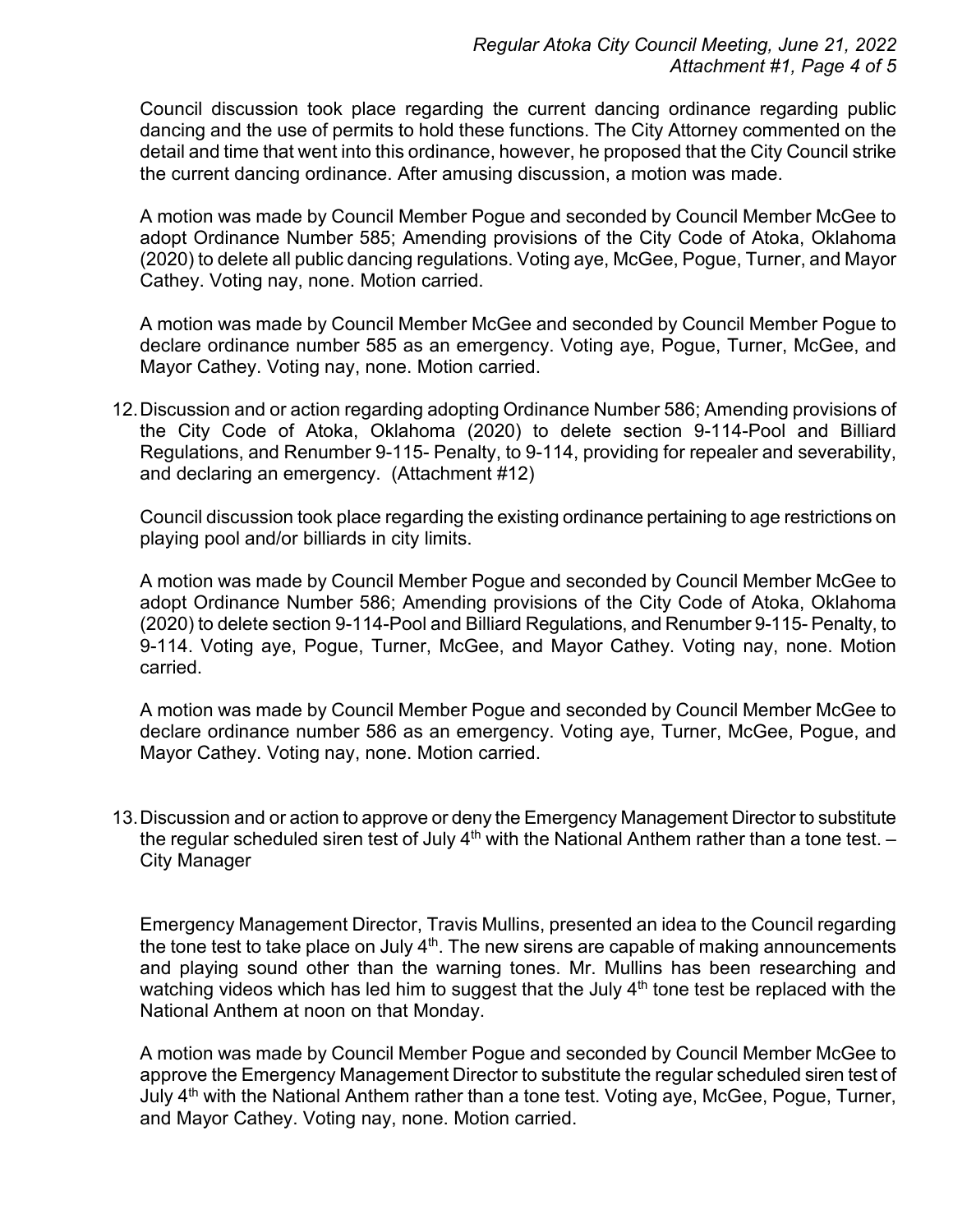Council discussion took place regarding the current dancing ordinance regarding public dancing and the use of permits to hold these functions. The City Attorney commented on the detail and time that went into this ordinance, however, he proposed that the City Council strike the current dancing ordinance. After amusing discussion, a motion was made.

A motion was made by Council Member Pogue and seconded by Council Member McGee to adopt Ordinance Number 585; Amending provisions of the City Code of Atoka, Oklahoma (2020) to delete all public dancing regulations. Voting aye, McGee, Pogue, Turner, and Mayor Cathey. Voting nay, none. Motion carried.

A motion was made by Council Member McGee and seconded by Council Member Pogue to declare ordinance number 585 as an emergency. Voting aye, Pogue, Turner, McGee, and Mayor Cathey. Voting nay, none. Motion carried.

12. Discussion and or action regarding adopting Ordinance Number 586; Amending provisions of the City Code of Atoka, Oklahoma (2020) to delete section 9-114-Pool and Billiard Regulations, and Renumber 9-115- Penalty, to 9-114, providing for repealer and severability, and declaring an emergency. (Attachment #12)

   Council discussion took place regarding the existing ordinance pertaining to age restrictions on playing pool and/or billiards in city limits.

   A motion was made by Council Member Pogue and seconded by Council Member McGee to adopt Ordinance Number 586; Amending provisions of the City Code of Atoka, Oklahoma (2020) to delete section 9-114-Pool and Billiard Regulations, and Renumber 9-115- Penalty, to 9-114. Voting aye, Pogue, Turner, McGee, and Mayor Cathey. Voting nay, none. Motion carried.

   A motion was made by Council Member Pogue and seconded by Council Member McGee to declare ordinance number 586 as an emergency. Voting aye, Turner, McGee, Pogue, and Mayor Cathey. Voting nay, none. Motion carried.

13. Discussion and or action to approve or deny the Emergency Management Director to substitute the regular scheduled siren test of July 4th with the National Anthem rather than a tone test. – City Manager

   Emergency Management Director, Travis Mullins, presented an idea to the Council regarding the tone test to take place on July 4th. The new sirens are capable of making announcements and playing sound other than the warning tones. Mr. Mullins has been researching and watching videos which has led him to suggest that the July 4th tone test be replaced with the National Anthem at noon on that Monday.

   A motion was made by Council Member Pogue and seconded by Council Member McGee to approve the Emergency Management Director to substitute the regular scheduled siren test of July 4th with the National Anthem rather than a tone test. Voting aye, McGee, Pogue, Turner, and Mayor Cathey. Voting nay, none. Motion carried.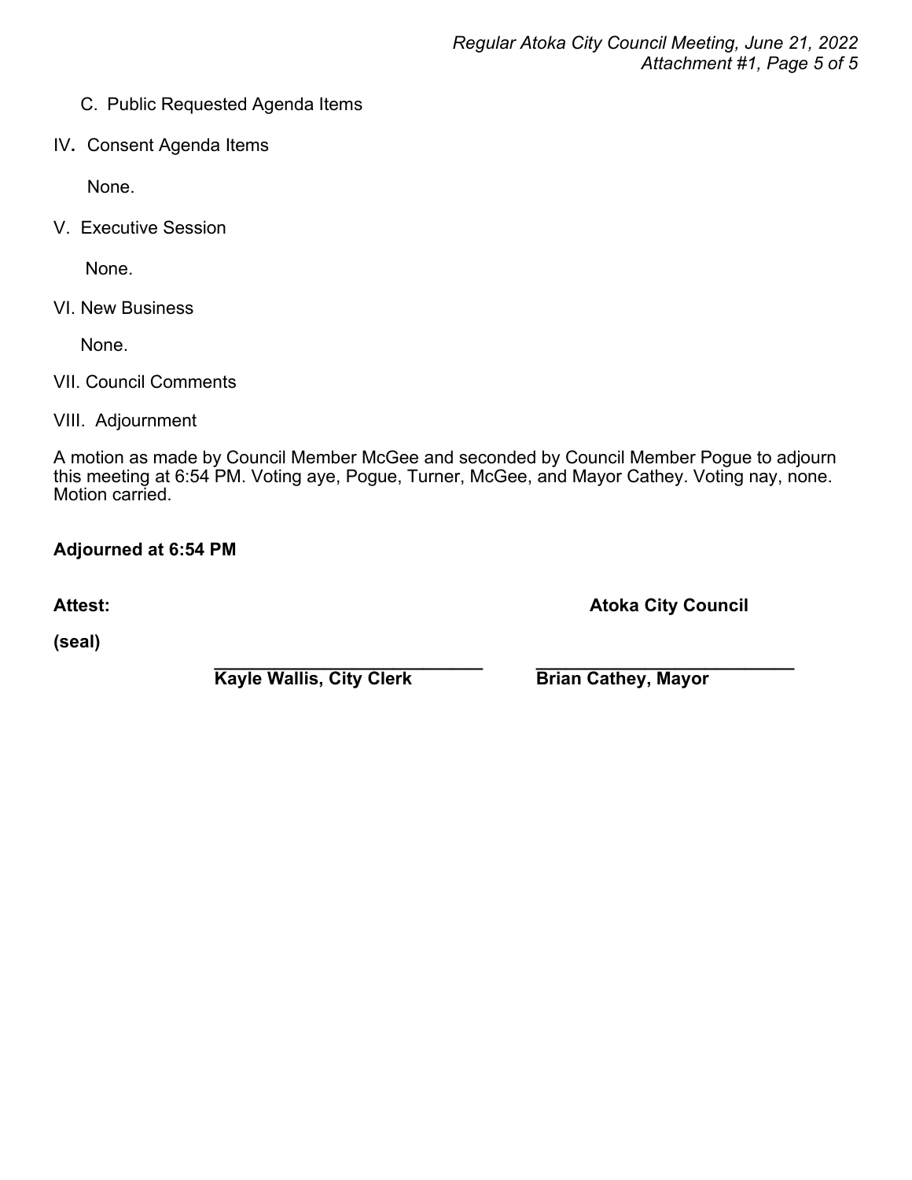C. Public Requested Agenda Items

IV. Consent Agenda Items

None.

V. Executive Session

None.

VI. New Business

None.

VII. Council Comments

VIII. Adjournment

A motion as made by Council Member McGee and seconded by Council Member Pogue to adjourn this meeting at 6:54 PM. Voting aye, Pogue, Turner, McGee, and Mayor Cathey. Voting nay, none. Motion carried.

**Adjourned at 6:54 PM**

**Attest:** **Atoka City Council**

**(seal)**

\_\_\_\_\_\_\_\_\_\_\_\_\_\_\_\_\_\_\_\_\_\_\_\_\_\_\_\_ \_\_\_\_\_\_\_\_\_\_\_\_\_\_\_\_\_\_\_\_\_\_\_\_\_\_\_

**Kayle Wallis, City Clerk** **Brian Cathey, Mayor**